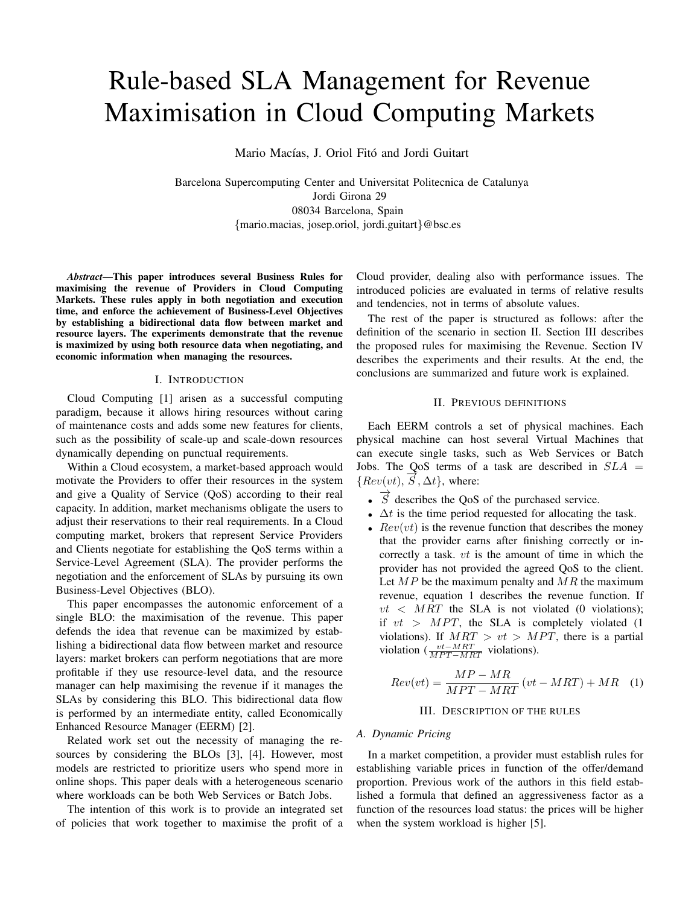# Rule-based SLA Management for Revenue Maximisation in Cloud Computing Markets

Mario Macías, J. Oriol Fitó and Jordi Guitart

Barcelona Supercomputing Center and Universitat Politecnica de Catalunya
Jordi Girona 29
08034 Barcelona, Spain
{mario.macias, josep.oriol, jordi.guitart}@bsc.es

***Abstract*—This paper introduces several Business Rules for maximising the revenue of Providers in Cloud Computing Markets. These rules apply in both negotiation and execution time, and enforce the achievement of Business-Level Objectives by establishing a bidirectional data flow between market and resource layers. The experiments demonstrate that the revenue is maximized by using both resource data when negotiating, and economic information when managing the resources.**

## I. Introduction

Cloud Computing [1] arisen as a successful computing paradigm, because it allows hiring resources without caring of maintenance costs and adds some new features for clients, such as the possibility of scale-up and scale-down resources dynamically depending on punctual requirements.

Within a Cloud ecosystem, a market-based approach would motivate the Providers to offer their resources in the system and give a Quality of Service (QoS) according to their real capacity. In addition, market mechanisms obligate the users to adjust their reservations to their real requirements. In a Cloud computing market, brokers that represent Service Providers and Clients negotiate for establishing the QoS terms within a Service-Level Agreement (SLA). The provider performs the negotiation and the enforcement of SLAs by pursuing its own Business-Level Objectives (BLO).

This paper encompasses the autonomic enforcement of a single BLO: the maximisation of the revenue. This paper defends the idea that revenue can be maximized by establishing a bidirectional data flow between market and resource layers: market brokers can perform negotiations that are more profitable if they use resource-level data, and the resource manager can help maximising the revenue if it manages the SLAs by considering this BLO. This bidirectional data flow is performed by an intermediate entity, called Economically Enhanced Resource Manager (EERM) [2].

Related work set out the necessity of managing the resources by considering the BLOs [3], [4]. However, most models are restricted to prioritize users who spend more in online shops. This paper deals with a heterogeneous scenario where workloads can be both Web Services or Batch Jobs.

The intention of this work is to provide an integrated set of policies that work together to maximise the profit of a Cloud provider, dealing also with performance issues. The introduced policies are evaluated in terms of relative results and tendencies, not in terms of absolute values.

The rest of the paper is structured as follows: after the definition of the scenario in section II. Section III describes the proposed rules for maximising the Revenue. Section IV describes the experiments and their results. At the end, the conclusions are summarized and future work is explained.

## II. Previous definitions

Each EERM controls a set of physical machines. Each physical machine can host several Virtual Machines that can execute single tasks, such as Web Services or Batch Jobs. The QoS terms of a task are described in $SLA = \{Rev(vt), \overrightarrow{S}, \Delta t\}$, where:

- $\overrightarrow{S}$ describes the QoS of the purchased service.
- $\Delta t$ is the time period requested for allocating the task.
- $Rev(vt)$ is the revenue function that describes the money that the provider earns after finishing correctly or incorrectly a task. $vt$ is the amount of time in which the provider has not provided the agreed QoS to the client. Let $MP$ be the maximum penalty and $MR$ the maximum revenue, equation 1 describes the revenue function. If $vt < MRT$ the SLA is not violated (0 violations); if $vt > MPT$, the SLA is completely violated (1 violations). If $MRT > vt > MPT$, there is a partial violation ($\frac{vt-MRT}{MPT-MRT}$ violations).

$$Rev(vt) = \frac{MP - MR}{MPT - MRT}(vt - MRT) + MR \quad (1)$$

## III. Description of the rules

### A. Dynamic Pricing

In a market competition, a provider must establish rules for establishing variable prices in function of the offer/demand proportion. Previous work of the authors in this field established a formula that defined an aggressiveness factor as a function of the resources load status: the prices will be higher when the system workload is higher [5].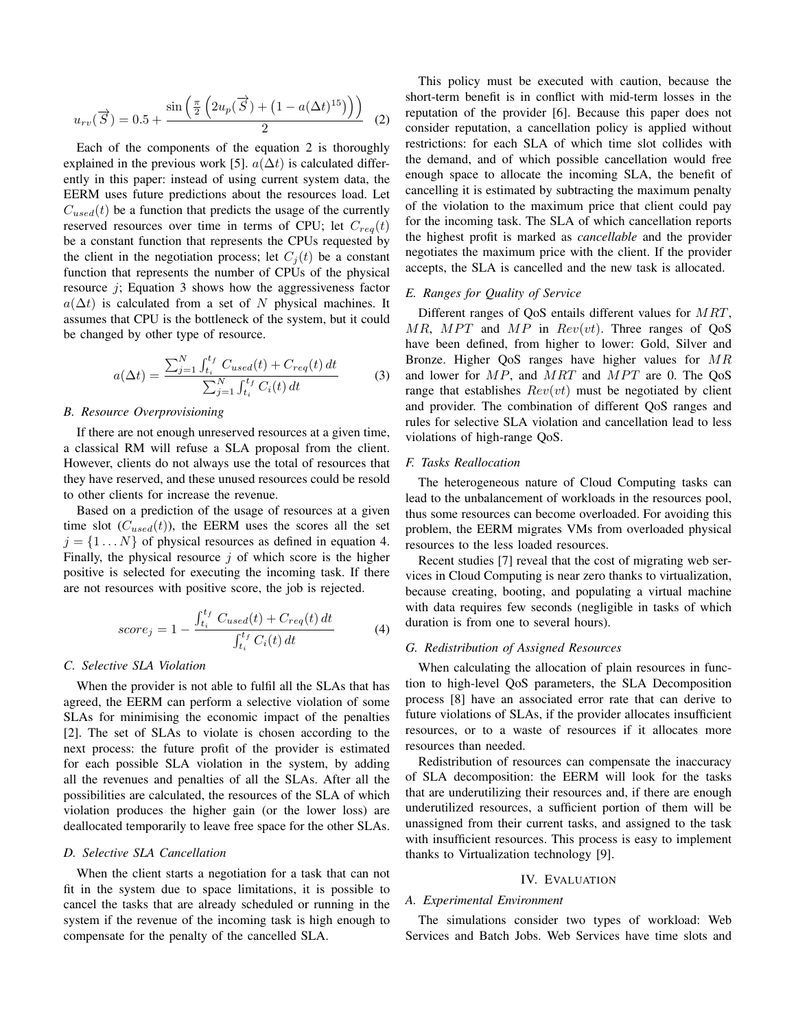$$u_{rv}(\overrightarrow{S}) = 0.5 + \frac{\sin\left(\frac{\pi}{2}\left(2u_p(\overrightarrow{S}) + \left(1 - a(\Delta t)^{15}\right)\right)\right)}{2} \quad (2)$$

Each of the components of the equation 2 is thoroughly explained in the previous work [5]. $a(\Delta t)$ is calculated differently in this paper: instead of using current system data, the EERM uses future predictions about the resources load. Let $C_{used}(t)$ be a function that predicts the usage of the currently reserved resources over time in terms of CPU; let $C_{req}(t)$ be a constant function that represents the CPUs requested by the client in the negotiation process; let $C_j(t)$ be a constant function that represents the number of CPUs of the physical resource $j$; Equation 3 shows how the aggressiveness factor $a(\Delta t)$ is calculated from a set of $N$ physical machines. It assumes that CPU is the bottleneck of the system, but it could be changed by other type of resource.

$$a(\Delta t) = \frac{\sum_{j=1}^{N} \int_{t_i}^{t_f} C_{used}(t) + C_{req}(t)\, dt}{\sum_{j=1}^{N} \int_{t_i}^{t_f} C_i(t)\, dt} \quad (3)$$

### B. Resource Overprovisioning

If there are not enough unreserved resources at a given time, a classical RM will refuse a SLA proposal from the client. However, clients do not always use the total of resources that they have reserved, and these unused resources could be resold to other clients for increase the revenue.

Based on a prediction of the usage of resources at a given time slot ($C_{used}(t)$), the EERM uses the scores all the set $j = \{1 \ldots N\}$ of physical resources as defined in equation 4. Finally, the physical resource $j$ of which score is the higher positive is selected for executing the incoming task. If there are not resources with positive score, the job is rejected.

$$score_j = 1 - \frac{\int_{t_i}^{t_f} C_{used}(t) + C_{req}(t)\, dt}{\int_{t_i}^{t_f} C_i(t)\, dt} \quad (4)$$

### C. Selective SLA Violation

When the provider is not able to fulfil all the SLAs that has agreed, the EERM can perform a selective violation of some SLAs for minimising the economic impact of the penalties [2]. The set of SLAs to violate is chosen according to the next process: the future profit of the provider is estimated for each possible SLA violation in the system, by adding all the revenues and penalties of all the SLAs. After all the possibilities are calculated, the resources of the SLA of which violation produces the higher gain (or the lower loss) are deallocated temporarily to leave free space for the other SLAs.

### D. Selective SLA Cancellation

When the client starts a negotiation for a task that can not fit in the system due to space limitations, it is possible to cancel the tasks that are already scheduled or running in the system if the revenue of the incoming task is high enough to compensate for the penalty of the cancelled SLA.

This policy must be executed with caution, because the short-term benefit is in conflict with mid-term losses in the reputation of the provider [6]. Because this paper does not consider reputation, a cancellation policy is applied without restrictions: for each SLA of which time slot collides with the demand, and of which possible cancellation would free enough space to allocate the incoming SLA, the benefit of cancelling it is estimated by subtracting the maximum penalty of the violation to the maximum price that client could pay for the incoming task. The SLA of which cancellation reports the highest profit is marked as *cancellable* and the provider negotiates the maximum price with the client. If the provider accepts, the SLA is cancelled and the new task is allocated.

### E. Ranges for Quality of Service

Different ranges of QoS entails different values for $MRT$, $MR$, $MPT$ and $MP$ in $Rev(vt)$. Three ranges of QoS have been defined, from higher to lower: Gold, Silver and Bronze. Higher QoS ranges have higher values for $MR$ and lower for $MP$, and $MRT$ and $MPT$ are 0. The QoS range that establishes $Rev(vt)$ must be negotiated by client and provider. The combination of different QoS ranges and rules for selective SLA violation and cancellation lead to less violations of high-range QoS.

### F. Tasks Reallocation

The heterogeneous nature of Cloud Computing tasks can lead to the unbalancement of workloads in the resources pool, thus some resources can become overloaded. For avoiding this problem, the EERM migrates VMs from overloaded physical resources to the less loaded resources.

Recent studies [7] reveal that the cost of migrating web services in Cloud Computing is near zero thanks to virtualization, because creating, booting, and populating a virtual machine with data requires few seconds (negligible in tasks of which duration is from one to several hours).

### G. Redistribution of Assigned Resources

When calculating the allocation of plain resources in function to high-level QoS parameters, the SLA Decomposition process [8] have an associated error rate that can derive to future violations of SLAs, if the provider allocates insufficient resources, or to a waste of resources if it allocates more resources than needed.

Redistribution of resources can compensate the inaccuracy of SLA decomposition: the EERM will look for the tasks that are underutilizing their resources and, if there are enough underutilized resources, a sufficient portion of them will be unassigned from their current tasks, and assigned to the task with insufficient resources. This process is easy to implement thanks to Virtualization technology [9].

## IV. Evaluation

### A. Experimental Environment

The simulations consider two types of workload: Web Services and Batch Jobs. Web Services have time slots and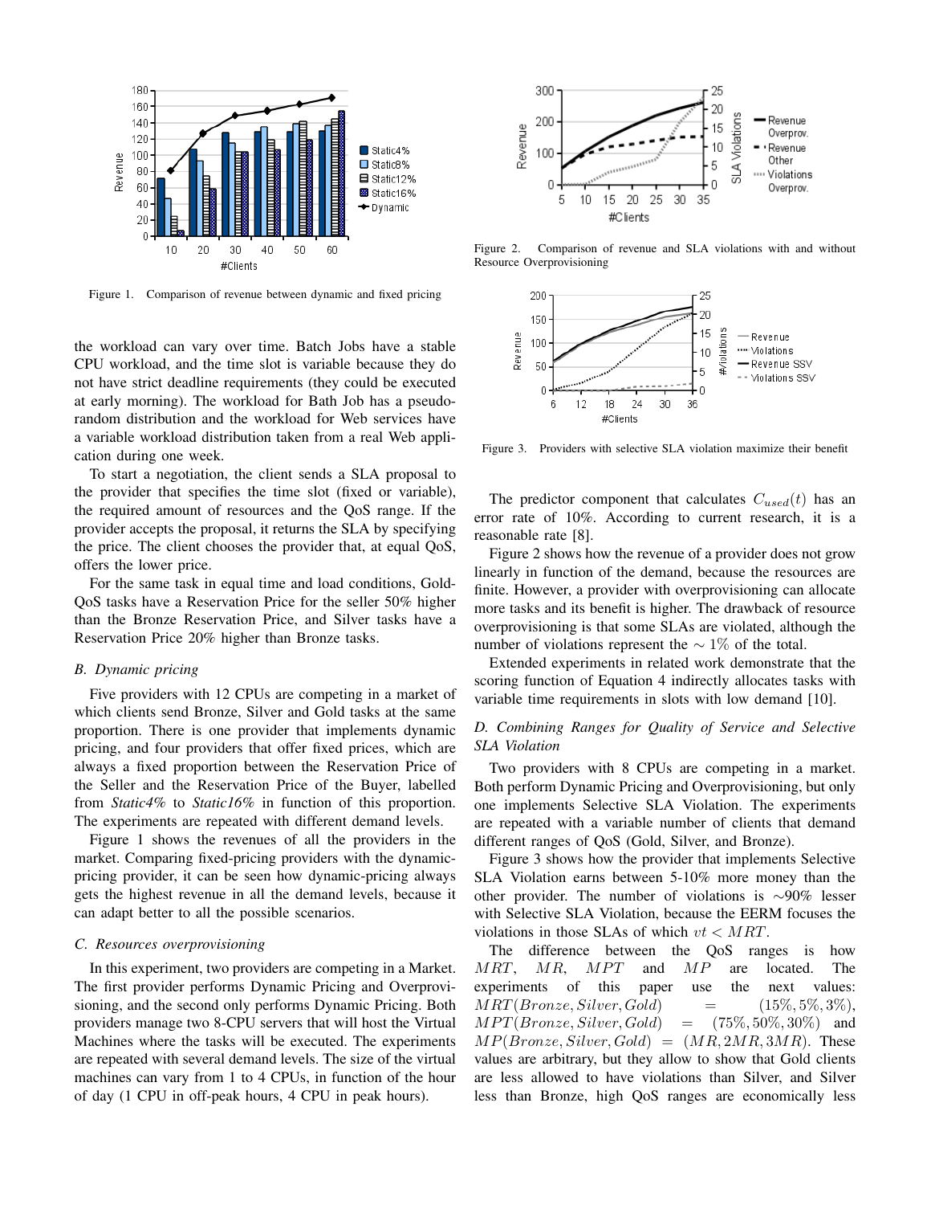Figure 1. Comparison of revenue between dynamic and fixed pricing

the workload can vary over time. Batch Jobs have a stable CPU workload, and the time slot is variable because they do not have strict deadline requirements (they could be executed at early morning). The workload for Bath Job has a pseudo-random distribution and the workload for Web services have a variable workload distribution taken from a real Web application during one week.

To start a negotiation, the client sends a SLA proposal to the provider that specifies the time slot (fixed or variable), the required amount of resources and the QoS range. If the provider accepts the proposal, it returns the SLA by specifying the price. The client chooses the provider that, at equal QoS, offers the lower price.

For the same task in equal time and load conditions, Gold-QoS tasks have a Reservation Price for the seller 50% higher than the Bronze Reservation Price, and Silver tasks have a Reservation Price 20% higher than Bronze tasks.

### B. Dynamic pricing

Five providers with 12 CPUs are competing in a market of which clients send Bronze, Silver and Gold tasks at the same proportion. There is one provider that implements dynamic pricing, and four providers that offer fixed prices, which are always a fixed proportion between the Reservation Price of the Seller and the Reservation Price of the Buyer, labelled from *Static4%* to *Static16%* in function of this proportion. The experiments are repeated with different demand levels.

Figure 1 shows the revenues of all the providers in the market. Comparing fixed-pricing providers with the dynamic-pricing provider, it can be seen how dynamic-pricing always gets the highest revenue in all the demand levels, because it can adapt better to all the possible scenarios.

### C. Resources overprovisioning

In this experiment, two providers are competing in a Market. The first provider performs Dynamic Pricing and Overprovisioning, and the second only performs Dynamic Pricing. Both providers manage two 8-CPU servers that will host the Virtual Machines where the tasks will be executed. The experiments are repeated with several demand levels. The size of the virtual machines can vary from 1 to 4 CPUs, in function of the hour of day (1 CPU in off-peak hours, 4 CPU in peak hours).

Figure 2. Comparison of revenue and SLA violations with and without Resource Overprovisioning

Figure 3. Providers with selective SLA violation maximize their benefit

The predictor component that calculates $C_{used}(t)$ has an error rate of 10%. According to current research, it is a reasonable rate [8].

Figure 2 shows how the revenue of a provider does not grow linearly in function of the demand, because the resources are finite. However, a provider with overprovisioning can allocate more tasks and its benefit is higher. The drawback of resource overprovisioning is that some SLAs are violated, although the number of violations represent the $\sim 1\%$ of the total.

Extended experiments in related work demonstrate that the scoring function of Equation 4 indirectly allocates tasks with variable time requirements in slots with low demand [10].

### D. Combining Ranges for Quality of Service and Selective SLA Violation

Two providers with 8 CPUs are competing in a market. Both perform Dynamic Pricing and Overprovisioning, but only one implements Selective SLA Violation. The experiments are repeated with a variable number of clients that demand different ranges of QoS (Gold, Silver, and Bronze).

Figure 3 shows how the provider that implements Selective SLA Violation earns between 5-10% more money than the other provider. The number of violations is $\sim$90% lesser with Selective SLA Violation, because the EERM focuses the violations in those SLAs of which $vt < MRT$.

The difference between the QoS ranges is how $MRT$, $MR$, $MPT$ and $MP$ are located. The experiments of this paper use the next values: $MRT(Bronze, Silver, Gold) = (15\%, 5\%, 3\%)$, $MPT(Bronze, Silver, Gold) = (75\%, 50\%, 30\%)$ and $MP(Bronze, Silver, Gold) = (MR, 2MR, 3MR)$. These values are arbitrary, but they allow to show that Gold clients are less allowed to have violations than Silver, and Silver less than Bronze, high QoS ranges are economically less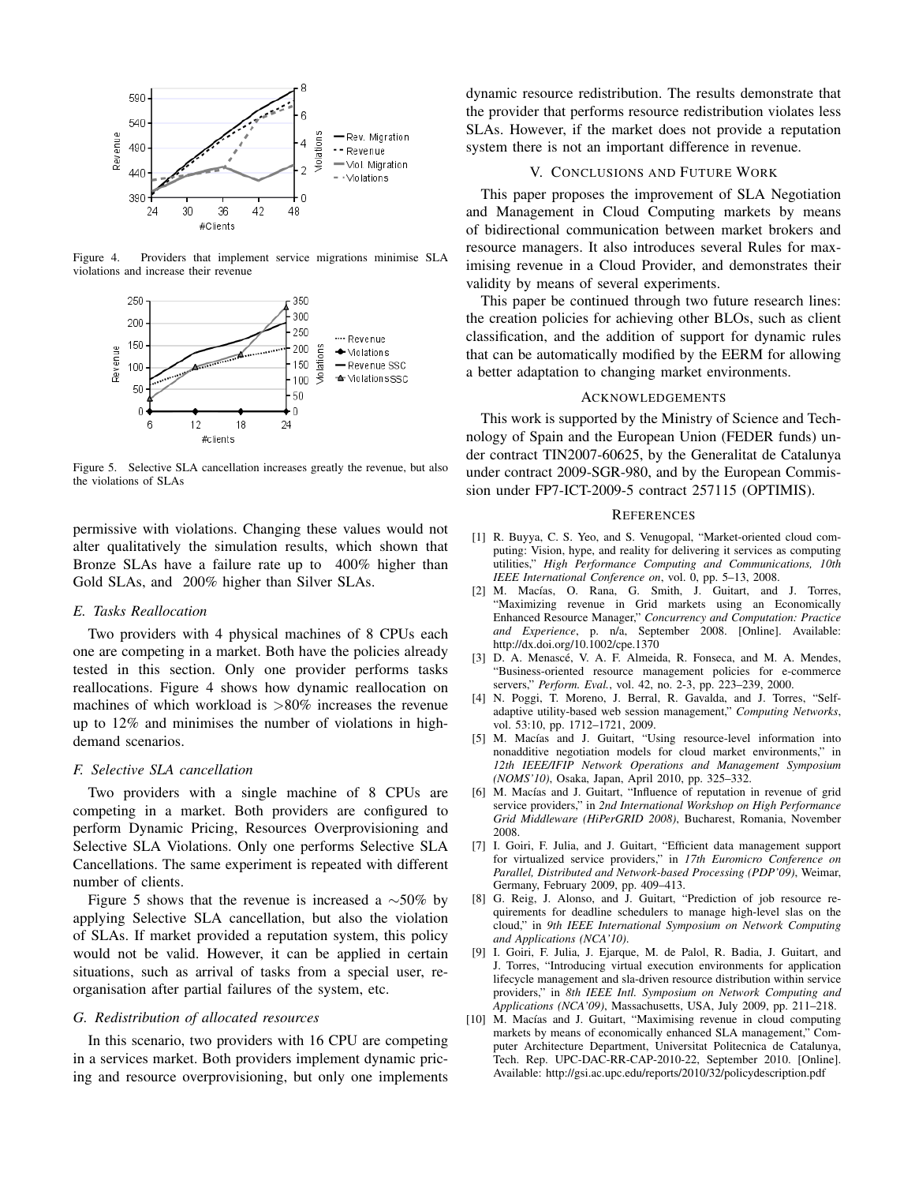590
540
490
440
390
24 30 36 42 48
#Clients
Revenue
8
6
4
2
0
Violations
Rev. Migration
Revenue
Viol. Migration
Violations

Figure 4. Providers that implement service migrations minimise SLA violations and increase their revenue

250
200
150
100
50
0
6 12 18 24
#clients
Revenue
350
300
250
200
150
100
50
0
Violations
Revenue
Violations
Revenue SSC
Violations SSC

Figure 5. Selective SLA cancellation increases greatly the revenue, but also the violations of SLAs

permissive with violations. Changing these values would not alter qualitatively the simulation results, which shown that Bronze SLAs have a failure rate up to 400% higher than Gold SLAs, and 200% higher than Silver SLAs.

### E. Tasks Reallocation

Two providers with 4 physical machines of 8 CPUs each one are competing in a market. Both have the policies already tested in this section. Only one provider performs tasks reallocations. Figure 4 shows how dynamic reallocation on machines of which workload is >80% increases the revenue up to 12% and minimises the number of violations in high-demand scenarios.

### F. Selective SLA cancellation

Two providers with a single machine of 8 CPUs are competing in a market. Both providers are configured to perform Dynamic Pricing, Resources Overprovisioning and Selective SLA Violations. Only one performs Selective SLA Cancellations. The same experiment is repeated with different number of clients.

Figure 5 shows that the revenue is increased a $\sim$50% by applying Selective SLA cancellation, but also the violation of SLAs. If market provided a reputation system, this policy would not be valid. However, it can be applied in certain situations, such as arrival of tasks from a special user, re-organisation after partial failures of the system, etc.

### G. Redistribution of allocated resources

In this scenario, two providers with 16 CPU are competing in a services market. Both providers implement dynamic pricing and resource overprovisioning, but only one implements dynamic resource redistribution. The results demonstrate that the provider that performs resource redistribution violates less SLAs. However, if the market does not provide a reputation system there is not an important difference in revenue.

## V. Conclusions and Future Work

This paper proposes the improvement of SLA Negotiation and Management in Cloud Computing markets by means of bidirectional communication between market brokers and resource managers. It also introduces several Rules for maximising revenue in a Cloud Provider, and demonstrates their validity by means of several experiments.

This paper be continued through two future research lines: the creation policies for achieving other BLOs, such as client classification, and the addition of support for dynamic rules that can be automatically modified by the EERM for allowing a better adaptation to changing market environments.

## Acknowledgements

This work is supported by the Ministry of Science and Technology of Spain and the European Union (FEDER funds) under contract TIN2007-60625, by the Generalitat de Catalunya under contract 2009-SGR-980, and by the European Commission under FP7-ICT-2009-5 contract 257115 (OPTIMIS).

## References

[1] R. Buyya, C. S. Yeo, and S. Venugopal, "Market-oriented cloud computing: Vision, hype, and reality for delivering it services as computing utilities," *High Performance Computing and Communications, 10th IEEE International Conference on*, vol. 0, pp. 5–13, 2008.

[2] M. Macías, O. Rana, G. Smith, J. Guitart, and J. Torres, "Maximizing revenue in Grid markets using an Economically Enhanced Resource Manager," *Concurrency and Computation: Practice and Experience*, p. n/a, September 2008. [Online]. Available: http://dx.doi.org/10.1002/cpe.1370

[3] D. A. Menascé, V. A. F. Almeida, R. Fonseca, and M. A. Mendes, "Business-oriented resource management policies for e-commerce servers," *Perform. Eval.*, vol. 42, no. 2-3, pp. 223–239, 2000.

[4] N. Poggi, T. Moreno, J. Berral, R. Gavalda, and J. Torres, "Self-adaptive utility-based web session management," *Computing Networks*, vol. 53:10, pp. 1712–1721, 2009.

[5] M. Macías and J. Guitart, "Using resource-level information into nonadditive negotiation models for cloud market environments," in *12th IEEE/IFIP Network Operations and Management Symposium (NOMS'10)*, Osaka, Japan, April 2010, pp. 325–332.

[6] M. Macías and J. Guitart, "Influence of reputation in revenue of grid service providers," in *2nd International Workshop on High Performance Grid Middleware (HiPerGRID 2008)*, Bucharest, Romania, November 2008.

[7] I. Goiri, F. Julia, and J. Guitart, "Efficient data management support for virtualized service providers," in *17th Euromicro Conference on Parallel, Distributed and Network-based Processing (PDP'09)*, Weimar, Germany, February 2009, pp. 409–413.

[8] G. Reig, J. Alonso, and J. Guitart, "Prediction of job resource requirements for deadline schedulers to manage high-level slas on the cloud," in *9th IEEE International Symposium on Network Computing and Applications (NCA'10)*.

[9] I. Goiri, F. Julia, J. Ejarque, M. de Palol, R. Badia, J. Guitart, and J. Torres, "Introducing virtual execution environments for application lifecycle management and sla-driven resource distribution within service providers," in *8th IEEE Intl. Symposium on Network Computing and Applications (NCA'09)*, Massachusetts, USA, July 2009, pp. 211–218.

[10] M. Macías and J. Guitart, "Maximising revenue in cloud computing markets by means of economically enhanced SLA management," Computer Architecture Department, Universitat Politecnica de Catalunya, Tech. Rep. UPC-DAC-RR-CAP-2010-22, September 2010. [Online]. Available: http://gsi.ac.upc.edu/reports/2010/32/policydescription.pdf